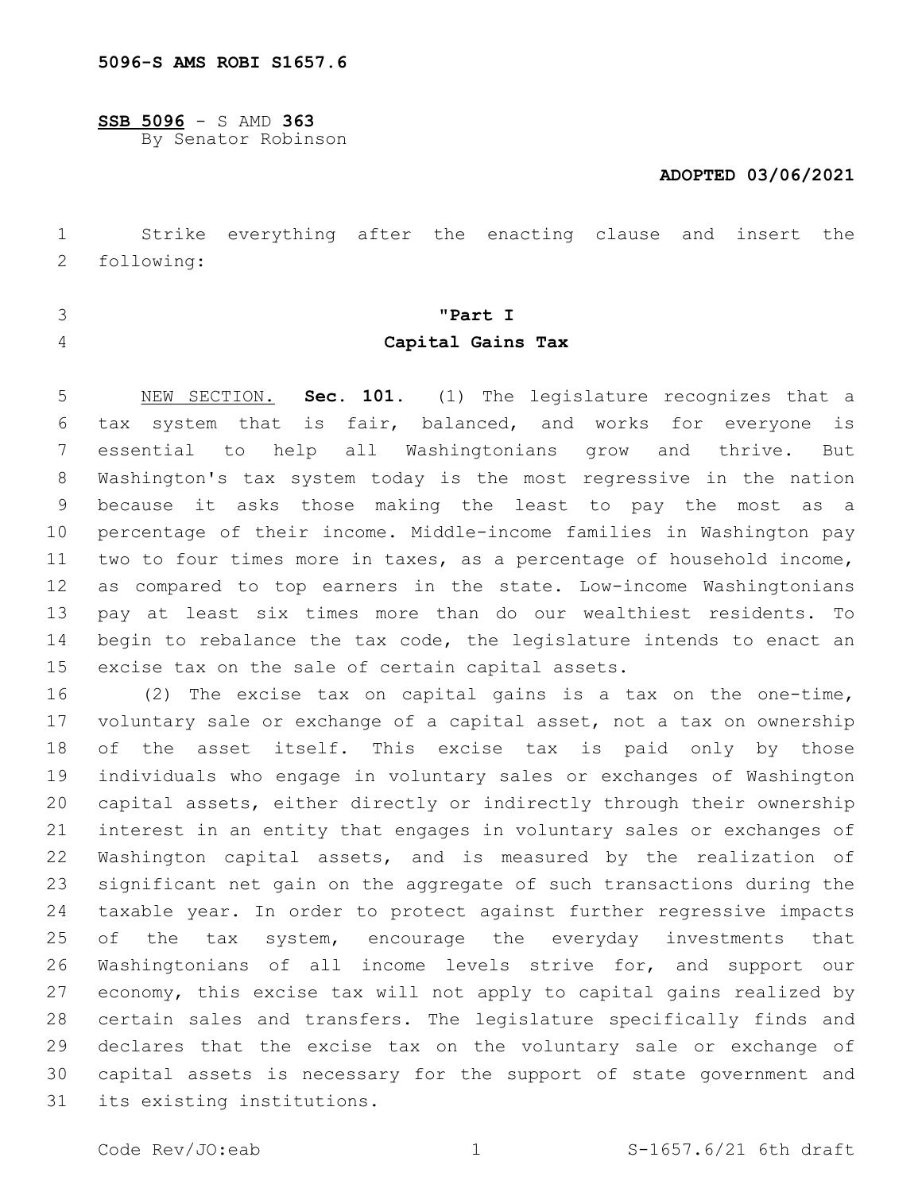5096-S AMS ROBI S1657.6

**SSB 5096** - S AMD **363**
By Senator Robinson

**ADOPTED 03/06/2021**

Strike everything after the enacting clause and insert the following:

## "Part I
## Capital Gains Tax

NEW SECTION. **Sec. 101.** (1) The legislature recognizes that a tax system that is fair, balanced, and works for everyone is essential to help all Washingtonians grow and thrive. But Washington's tax system today is the most regressive in the nation because it asks those making the least to pay the most as a percentage of their income. Middle-income families in Washington pay two to four times more in taxes, as a percentage of household income, as compared to top earners in the state. Low-income Washingtonians pay at least six times more than do our wealthiest residents. To begin to rebalance the tax code, the legislature intends to enact an excise tax on the sale of certain capital assets.

(2) The excise tax on capital gains is a tax on the one-time, voluntary sale or exchange of a capital asset, not a tax on ownership of the asset itself. This excise tax is paid only by those individuals who engage in voluntary sales or exchanges of Washington capital assets, either directly or indirectly through their ownership interest in an entity that engages in voluntary sales or exchanges of Washington capital assets, and is measured by the realization of significant net gain on the aggregate of such transactions during the taxable year. In order to protect against further regressive impacts of the tax system, encourage the everyday investments that Washingtonians of all income levels strive for, and support our economy, this excise tax will not apply to capital gains realized by certain sales and transfers. The legislature specifically finds and declares that the excise tax on the voluntary sale or exchange of capital assets is necessary for the support of state government and its existing institutions.

Code Rev/JO:eab S-1657.6/21 6th draft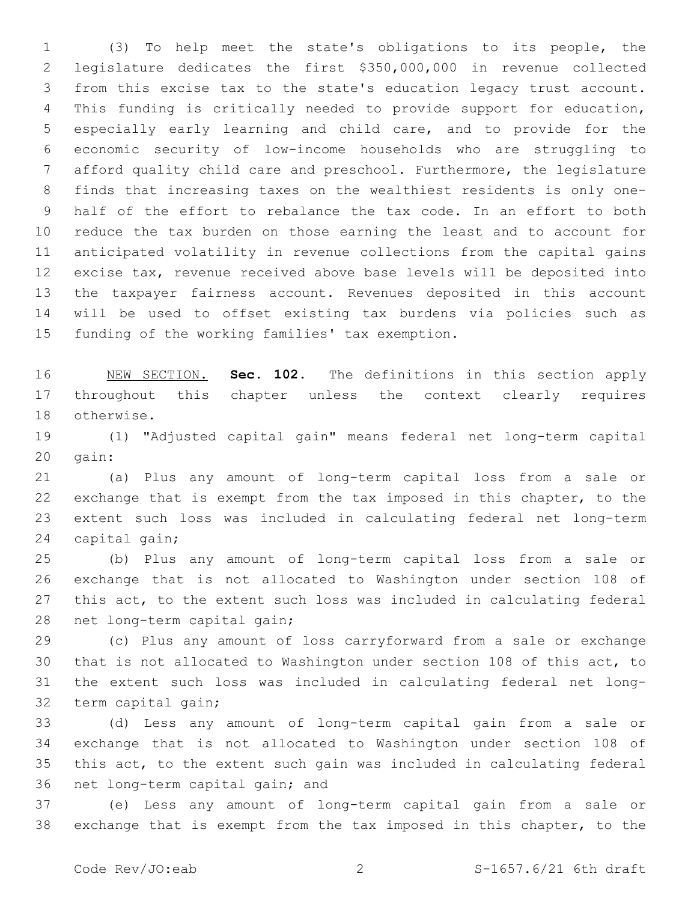(3) To help meet the state's obligations to its people, the legislature dedicates the first $350,000,000 in revenue collected from this excise tax to the state's education legacy trust account. This funding is critically needed to provide support for education, especially early learning and child care, and to provide for the economic security of low-income households who are struggling to afford quality child care and preschool. Furthermore, the legislature finds that increasing taxes on the wealthiest residents is only one-half of the effort to rebalance the tax code. In an effort to both reduce the tax burden on those earning the least and to account for anticipated volatility in revenue collections from the capital gains excise tax, revenue received above base levels will be deposited into the taxpayer fairness account. Revenues deposited in this account will be used to offset existing tax burdens via policies such as funding of the working families' tax exemption.

NEW SECTION. **Sec. 102.** The definitions in this section apply throughout this chapter unless the context clearly requires otherwise.

(1) "Adjusted capital gain" means federal net long-term capital gain:

(a) Plus any amount of long-term capital loss from a sale or exchange that is exempt from the tax imposed in this chapter, to the extent such loss was included in calculating federal net long-term capital gain;

(b) Plus any amount of long-term capital loss from a sale or exchange that is not allocated to Washington under section 108 of this act, to the extent such loss was included in calculating federal net long-term capital gain;

(c) Plus any amount of loss carryforward from a sale or exchange that is not allocated to Washington under section 108 of this act, to the extent such loss was included in calculating federal net long-term capital gain;

(d) Less any amount of long-term capital gain from a sale or exchange that is not allocated to Washington under section 108 of this act, to the extent such gain was included in calculating federal net long-term capital gain; and

(e) Less any amount of long-term capital gain from a sale or exchange that is exempt from the tax imposed in this chapter, to the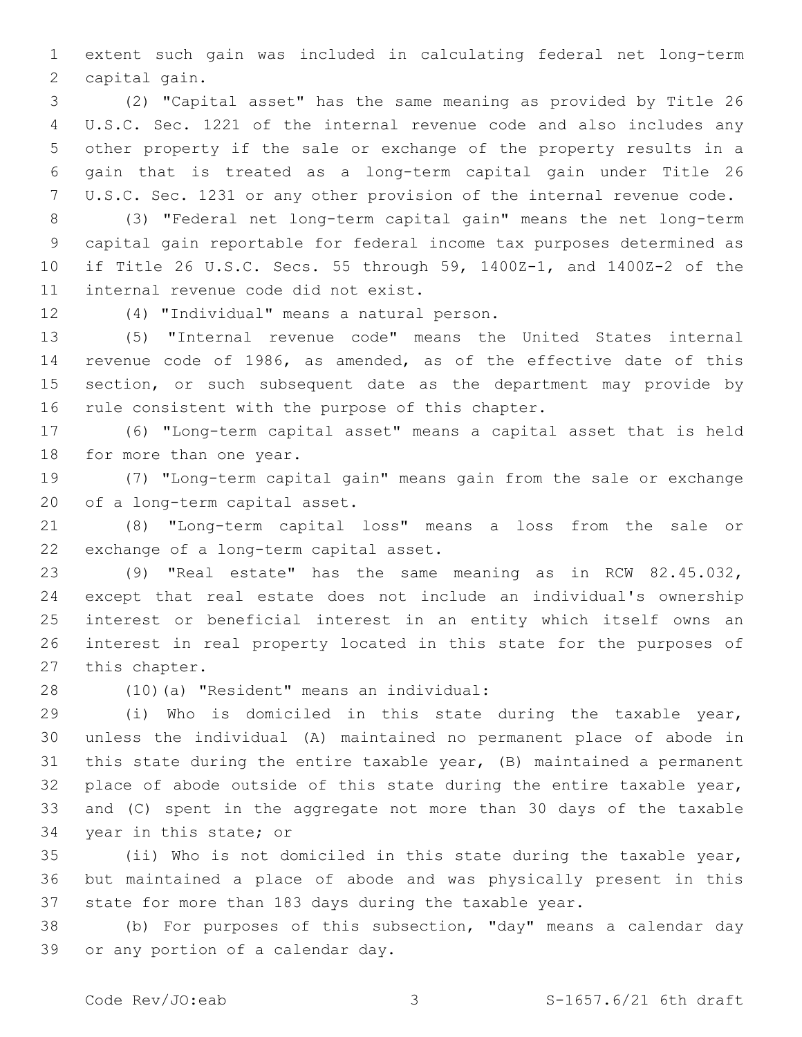extent such gain was included in calculating federal net long-term capital gain.

(2) "Capital asset" has the same meaning as provided by Title 26 U.S.C. Sec. 1221 of the internal revenue code and also includes any other property if the sale or exchange of the property results in a gain that is treated as a long-term capital gain under Title 26 U.S.C. Sec. 1231 or any other provision of the internal revenue code.

(3) "Federal net long-term capital gain" means the net long-term capital gain reportable for federal income tax purposes determined as if Title 26 U.S.C. Secs. 55 through 59, 1400Z-1, and 1400Z-2 of the internal revenue code did not exist.

(4) "Individual" means a natural person.

(5) "Internal revenue code" means the United States internal revenue code of 1986, as amended, as of the effective date of this section, or such subsequent date as the department may provide by rule consistent with the purpose of this chapter.

(6) "Long-term capital asset" means a capital asset that is held for more than one year.

(7) "Long-term capital gain" means gain from the sale or exchange of a long-term capital asset.

(8) "Long-term capital loss" means a loss from the sale or exchange of a long-term capital asset.

(9) "Real estate" has the same meaning as in RCW 82.45.032, except that real estate does not include an individual's ownership interest or beneficial interest in an entity which itself owns an interest in real property located in this state for the purposes of this chapter.

(10)(a) "Resident" means an individual:

(i) Who is domiciled in this state during the taxable year, unless the individual (A) maintained no permanent place of abode in this state during the entire taxable year, (B) maintained a permanent place of abode outside of this state during the entire taxable year, and (C) spent in the aggregate not more than 30 days of the taxable year in this state; or

(ii) Who is not domiciled in this state during the taxable year, but maintained a place of abode and was physically present in this state for more than 183 days during the taxable year.

(b) For purposes of this subsection, "day" means a calendar day or any portion of a calendar day.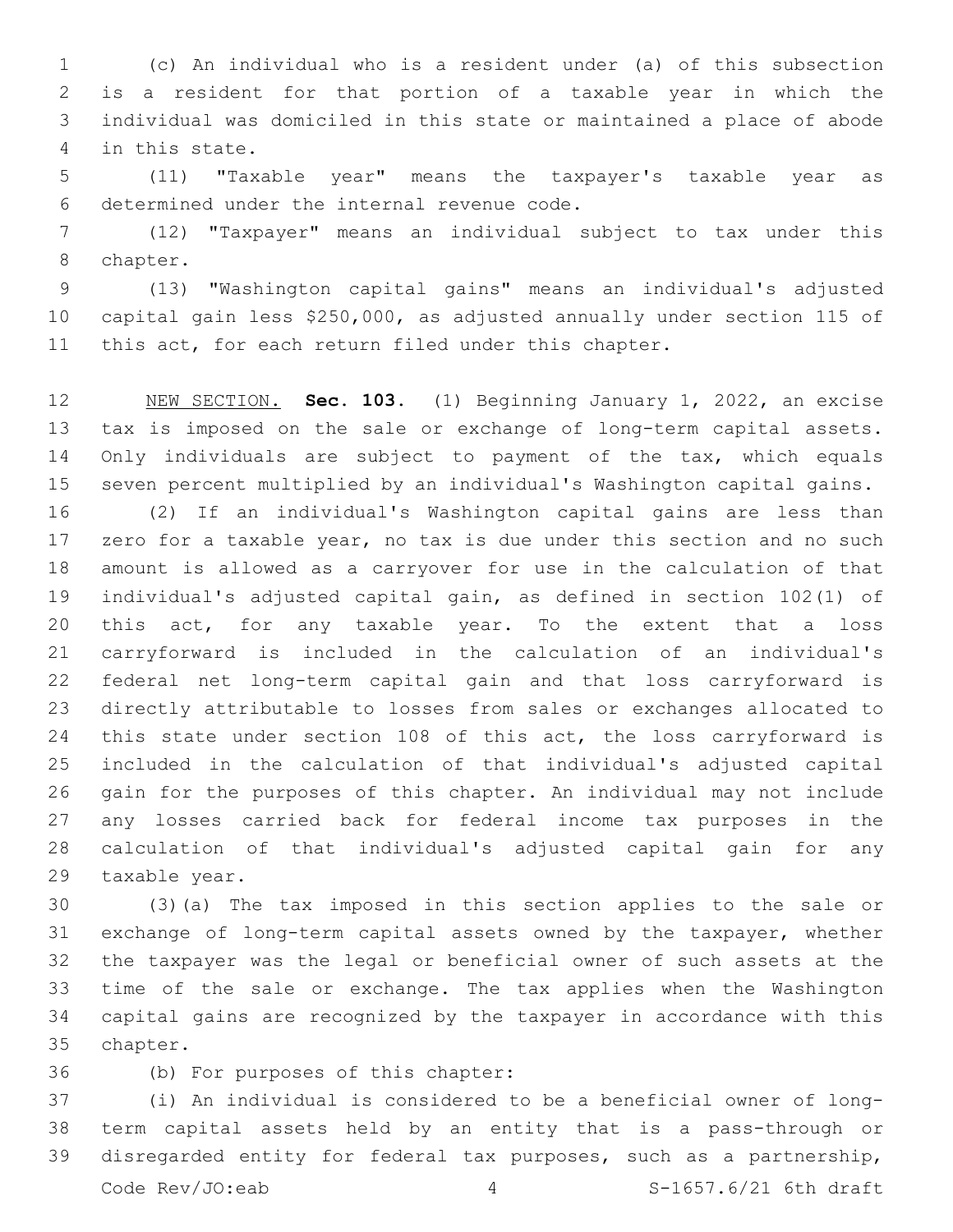(c) An individual who is a resident under (a) of this subsection is a resident for that portion of a taxable year in which the individual was domiciled in this state or maintained a place of abode in this state.

(11) "Taxable year" means the taxpayer's taxable year as determined under the internal revenue code.

(12) "Taxpayer" means an individual subject to tax under this chapter.

(13) "Washington capital gains" means an individual's adjusted capital gain less $250,000, as adjusted annually under section 115 of this act, for each return filed under this chapter.

NEW SECTION. **Sec. 103.** (1) Beginning January 1, 2022, an excise tax is imposed on the sale or exchange of long-term capital assets. Only individuals are subject to payment of the tax, which equals seven percent multiplied by an individual's Washington capital gains.

(2) If an individual's Washington capital gains are less than zero for a taxable year, no tax is due under this section and no such amount is allowed as a carryover for use in the calculation of that individual's adjusted capital gain, as defined in section 102(1) of this act, for any taxable year. To the extent that a loss carryforward is included in the calculation of an individual's federal net long-term capital gain and that loss carryforward is directly attributable to losses from sales or exchanges allocated to this state under section 108 of this act, the loss carryforward is included in the calculation of that individual's adjusted capital gain for the purposes of this chapter. An individual may not include any losses carried back for federal income tax purposes in the calculation of that individual's adjusted capital gain for any taxable year.

(3)(a) The tax imposed in this section applies to the sale or exchange of long-term capital assets owned by the taxpayer, whether the taxpayer was the legal or beneficial owner of such assets at the time of the sale or exchange. The tax applies when the Washington capital gains are recognized by the taxpayer in accordance with this chapter.

(b) For purposes of this chapter:

(i) An individual is considered to be a beneficial owner of long-term capital assets held by an entity that is a pass-through or disregarded entity for federal tax purposes, such as a partnership,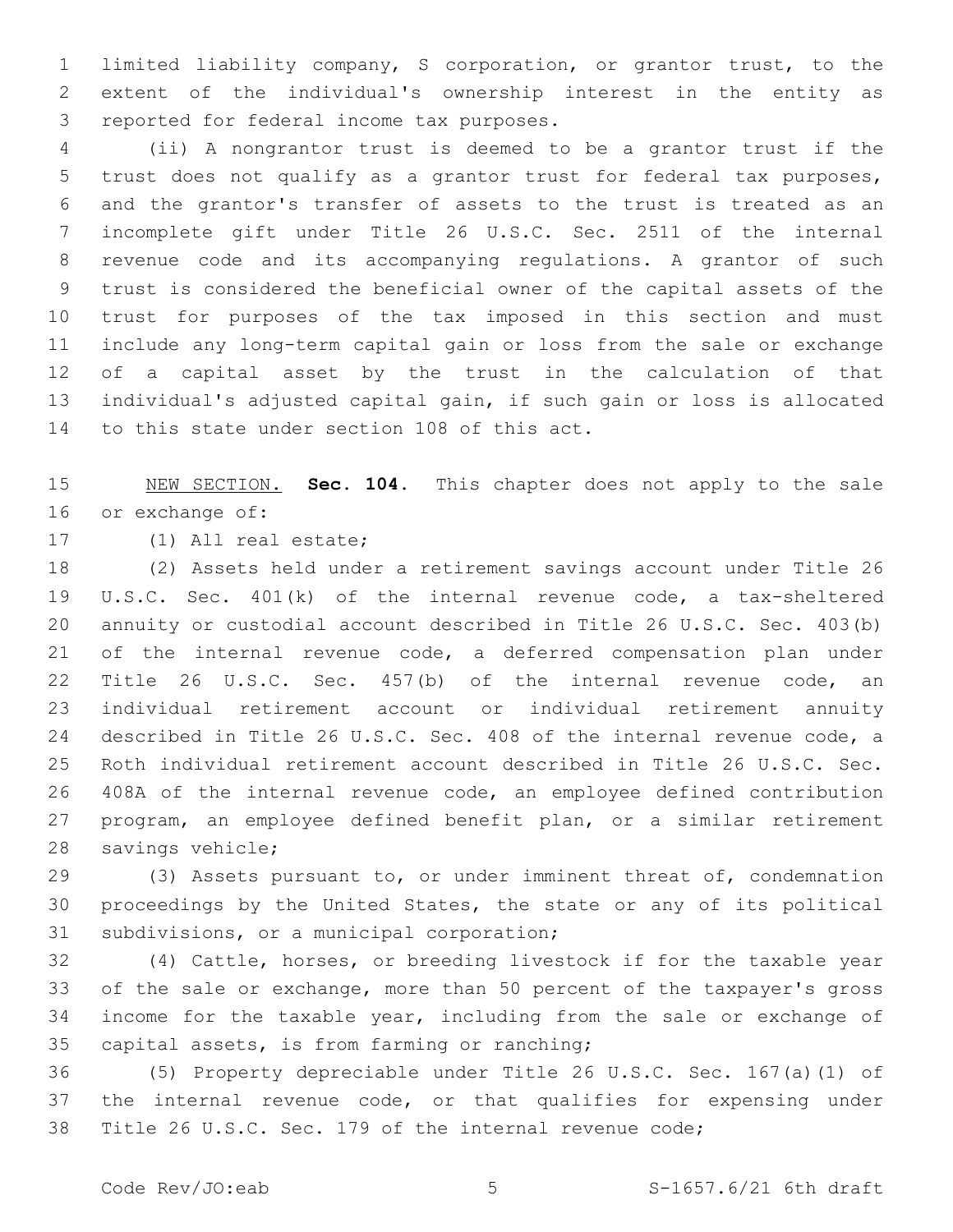limited liability company, S corporation, or grantor trust, to the extent of the individual's ownership interest in the entity as reported for federal income tax purposes.

(ii) A nongrantor trust is deemed to be a grantor trust if the trust does not qualify as a grantor trust for federal tax purposes, and the grantor's transfer of assets to the trust is treated as an incomplete gift under Title 26 U.S.C. Sec. 2511 of the internal revenue code and its accompanying regulations. A grantor of such trust is considered the beneficial owner of the capital assets of the trust for purposes of the tax imposed in this section and must include any long-term capital gain or loss from the sale or exchange of a capital asset by the trust in the calculation of that individual's adjusted capital gain, if such gain or loss is allocated to this state under section 108 of this act.

NEW SECTION. **Sec. 104.** This chapter does not apply to the sale or exchange of:

(1) All real estate;

(2) Assets held under a retirement savings account under Title 26 U.S.C. Sec. 401(k) of the internal revenue code, a tax-sheltered annuity or custodial account described in Title 26 U.S.C. Sec. 403(b) of the internal revenue code, a deferred compensation plan under Title 26 U.S.C. Sec. 457(b) of the internal revenue code, an individual retirement account or individual retirement annuity described in Title 26 U.S.C. Sec. 408 of the internal revenue code, a Roth individual retirement account described in Title 26 U.S.C. Sec. 408A of the internal revenue code, an employee defined contribution program, an employee defined benefit plan, or a similar retirement savings vehicle;

(3) Assets pursuant to, or under imminent threat of, condemnation proceedings by the United States, the state or any of its political subdivisions, or a municipal corporation;

(4) Cattle, horses, or breeding livestock if for the taxable year of the sale or exchange, more than 50 percent of the taxpayer's gross income for the taxable year, including from the sale or exchange of capital assets, is from farming or ranching;

(5) Property depreciable under Title 26 U.S.C. Sec. 167(a)(1) of the internal revenue code, or that qualifies for expensing under Title 26 U.S.C. Sec. 179 of the internal revenue code;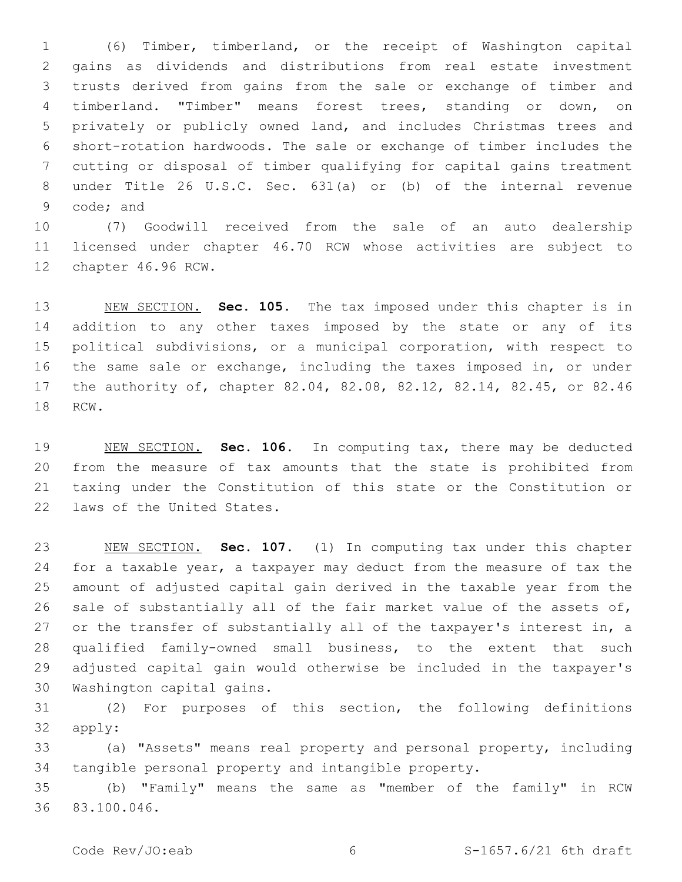(6) Timber, timberland, or the receipt of Washington capital gains as dividends and distributions from real estate investment trusts derived from gains from the sale or exchange of timber and timberland. "Timber" means forest trees, standing or down, on privately or publicly owned land, and includes Christmas trees and short-rotation hardwoods. The sale or exchange of timber includes the cutting or disposal of timber qualifying for capital gains treatment under Title 26 U.S.C. Sec. 631(a) or (b) of the internal revenue code; and

(7) Goodwill received from the sale of an auto dealership licensed under chapter 46.70 RCW whose activities are subject to chapter 46.96 RCW.

NEW SECTION. **Sec. 105.** The tax imposed under this chapter is in addition to any other taxes imposed by the state or any of its political subdivisions, or a municipal corporation, with respect to the same sale or exchange, including the taxes imposed in, or under the authority of, chapter 82.04, 82.08, 82.12, 82.14, 82.45, or 82.46 RCW.

NEW SECTION. **Sec. 106.** In computing tax, there may be deducted from the measure of tax amounts that the state is prohibited from taxing under the Constitution of this state or the Constitution or laws of the United States.

NEW SECTION. **Sec. 107.** (1) In computing tax under this chapter for a taxable year, a taxpayer may deduct from the measure of tax the amount of adjusted capital gain derived in the taxable year from the sale of substantially all of the fair market value of the assets of, or the transfer of substantially all of the taxpayer's interest in, a qualified family-owned small business, to the extent that such adjusted capital gain would otherwise be included in the taxpayer's Washington capital gains.

(2) For purposes of this section, the following definitions apply:

(a) "Assets" means real property and personal property, including tangible personal property and intangible property.

(b) "Family" means the same as "member of the family" in RCW 83.100.046.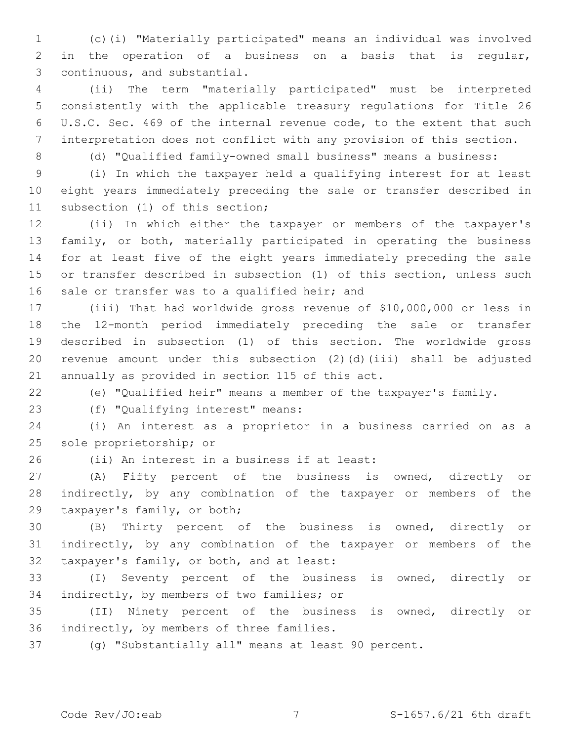(c)(i) "Materially participated" means an individual was involved in the operation of a business on a basis that is regular, continuous, and substantial.

(ii) The term "materially participated" must be interpreted consistently with the applicable treasury regulations for Title 26 U.S.C. Sec. 469 of the internal revenue code, to the extent that such interpretation does not conflict with any provision of this section.

(d) "Qualified family-owned small business" means a business:

(i) In which the taxpayer held a qualifying interest for at least eight years immediately preceding the sale or transfer described in subsection (1) of this section;

(ii) In which either the taxpayer or members of the taxpayer's family, or both, materially participated in operating the business for at least five of the eight years immediately preceding the sale or transfer described in subsection (1) of this section, unless such sale or transfer was to a qualified heir; and

(iii) That had worldwide gross revenue of $10,000,000 or less in the 12-month period immediately preceding the sale or transfer described in subsection (1) of this section. The worldwide gross revenue amount under this subsection (2)(d)(iii) shall be adjusted annually as provided in section 115 of this act.

(e) "Qualified heir" means a member of the taxpayer's family.

(f) "Qualifying interest" means:

(i) An interest as a proprietor in a business carried on as a sole proprietorship; or

(ii) An interest in a business if at least:

(A) Fifty percent of the business is owned, directly or indirectly, by any combination of the taxpayer or members of the taxpayer's family, or both;

(B) Thirty percent of the business is owned, directly or indirectly, by any combination of the taxpayer or members of the taxpayer's family, or both, and at least:

(I) Seventy percent of the business is owned, directly or indirectly, by members of two families; or

(II) Ninety percent of the business is owned, directly or indirectly, by members of three families.

(g) "Substantially all" means at least 90 percent.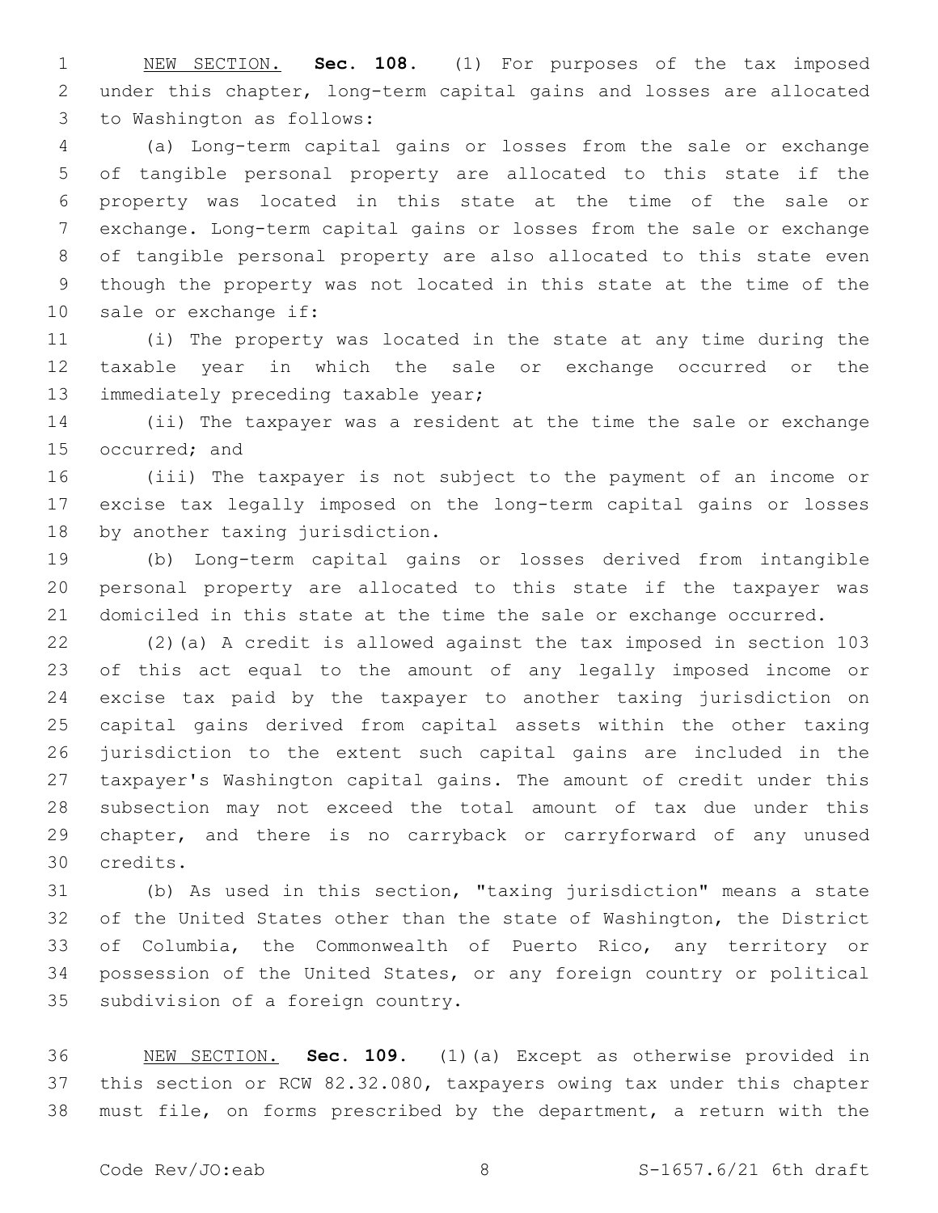NEW SECTION. **Sec. 108.** (1) For purposes of the tax imposed under this chapter, long-term capital gains and losses are allocated to Washington as follows:

(a) Long-term capital gains or losses from the sale or exchange of tangible personal property are allocated to this state if the property was located in this state at the time of the sale or exchange. Long-term capital gains or losses from the sale or exchange of tangible personal property are also allocated to this state even though the property was not located in this state at the time of the sale or exchange if:

(i) The property was located in the state at any time during the taxable year in which the sale or exchange occurred or the immediately preceding taxable year;

(ii) The taxpayer was a resident at the time the sale or exchange occurred; and

(iii) The taxpayer is not subject to the payment of an income or excise tax legally imposed on the long-term capital gains or losses by another taxing jurisdiction.

(b) Long-term capital gains or losses derived from intangible personal property are allocated to this state if the taxpayer was domiciled in this state at the time the sale or exchange occurred.

(2)(a) A credit is allowed against the tax imposed in section 103 of this act equal to the amount of any legally imposed income or excise tax paid by the taxpayer to another taxing jurisdiction on capital gains derived from capital assets within the other taxing jurisdiction to the extent such capital gains are included in the taxpayer's Washington capital gains. The amount of credit under this subsection may not exceed the total amount of tax due under this chapter, and there is no carryback or carryforward of any unused credits.

(b) As used in this section, "taxing jurisdiction" means a state of the United States other than the state of Washington, the District of Columbia, the Commonwealth of Puerto Rico, any territory or possession of the United States, or any foreign country or political subdivision of a foreign country.

NEW SECTION. **Sec. 109.** (1)(a) Except as otherwise provided in this section or RCW 82.32.080, taxpayers owing tax under this chapter must file, on forms prescribed by the department, a return with the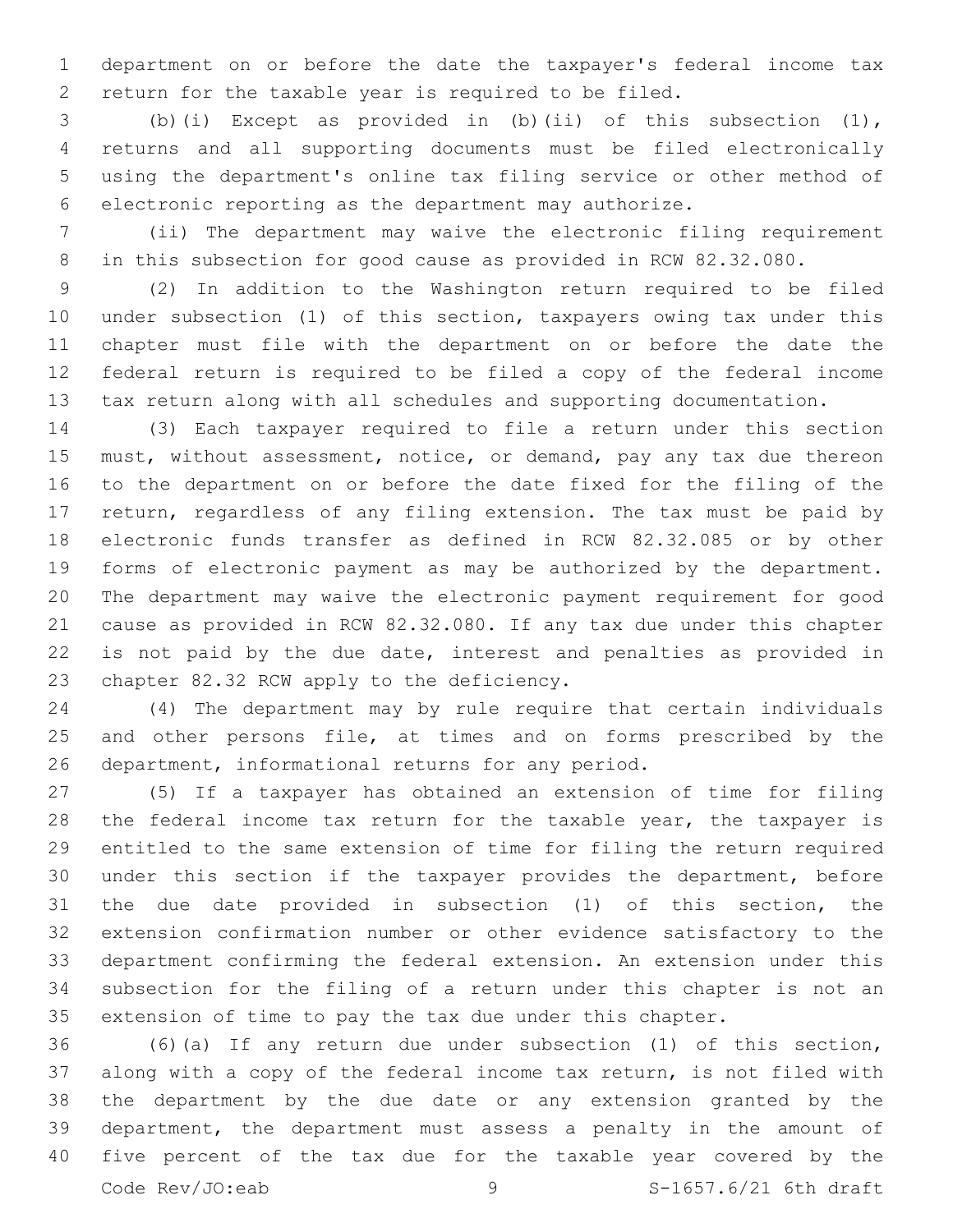department on or before the date the taxpayer's federal income tax return for the taxable year is required to be filed.

(b)(i) Except as provided in (b)(ii) of this subsection (1), returns and all supporting documents must be filed electronically using the department's online tax filing service or other method of electronic reporting as the department may authorize.

(ii) The department may waive the electronic filing requirement in this subsection for good cause as provided in RCW 82.32.080.

(2) In addition to the Washington return required to be filed under subsection (1) of this section, taxpayers owing tax under this chapter must file with the department on or before the date the federal return is required to be filed a copy of the federal income tax return along with all schedules and supporting documentation.

(3) Each taxpayer required to file a return under this section must, without assessment, notice, or demand, pay any tax due thereon to the department on or before the date fixed for the filing of the return, regardless of any filing extension. The tax must be paid by electronic funds transfer as defined in RCW 82.32.085 or by other forms of electronic payment as may be authorized by the department. The department may waive the electronic payment requirement for good cause as provided in RCW 82.32.080. If any tax due under this chapter is not paid by the due date, interest and penalties as provided in chapter 82.32 RCW apply to the deficiency.

(4) The department may by rule require that certain individuals and other persons file, at times and on forms prescribed by the department, informational returns for any period.

(5) If a taxpayer has obtained an extension of time for filing the federal income tax return for the taxable year, the taxpayer is entitled to the same extension of time for filing the return required under this section if the taxpayer provides the department, before the due date provided in subsection (1) of this section, the extension confirmation number or other evidence satisfactory to the department confirming the federal extension. An extension under this subsection for the filing of a return under this chapter is not an extension of time to pay the tax due under this chapter.

(6)(a) If any return due under subsection (1) of this section, along with a copy of the federal income tax return, is not filed with the department by the due date or any extension granted by the department, the department must assess a penalty in the amount of five percent of the tax due for the taxable year covered by the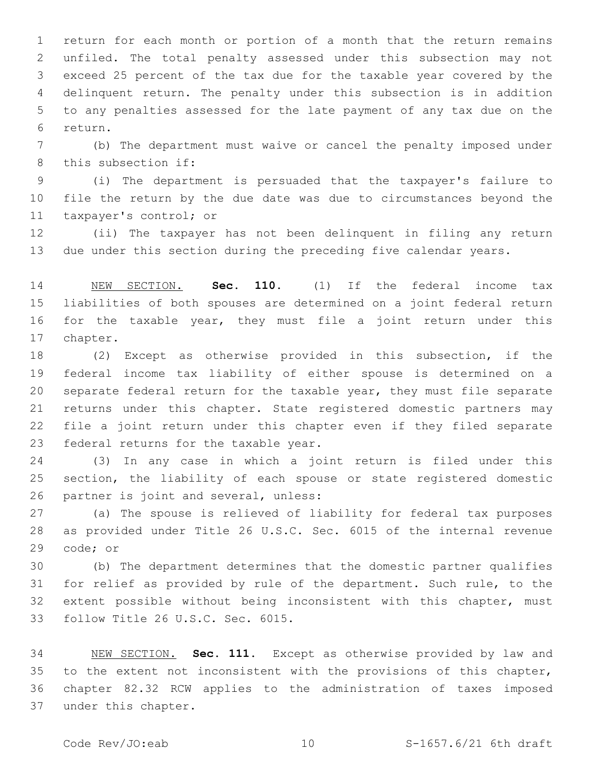return for each month or portion of a month that the return remains unfiled. The total penalty assessed under this subsection may not exceed 25 percent of the tax due for the taxable year covered by the delinquent return. The penalty under this subsection is in addition to any penalties assessed for the late payment of any tax due on the return.

(b) The department must waive or cancel the penalty imposed under this subsection if:

(i) The department is persuaded that the taxpayer's failure to file the return by the due date was due to circumstances beyond the taxpayer's control; or

(ii) The taxpayer has not been delinquent in filing any return due under this section during the preceding five calendar years.

NEW SECTION. **Sec. 110.** (1) If the federal income tax liabilities of both spouses are determined on a joint federal return for the taxable year, they must file a joint return under this chapter.

(2) Except as otherwise provided in this subsection, if the federal income tax liability of either spouse is determined on a separate federal return for the taxable year, they must file separate returns under this chapter. State registered domestic partners may file a joint return under this chapter even if they filed separate federal returns for the taxable year.

(3) In any case in which a joint return is filed under this section, the liability of each spouse or state registered domestic partner is joint and several, unless:

(a) The spouse is relieved of liability for federal tax purposes as provided under Title 26 U.S.C. Sec. 6015 of the internal revenue code; or

(b) The department determines that the domestic partner qualifies for relief as provided by rule of the department. Such rule, to the extent possible without being inconsistent with this chapter, must follow Title 26 U.S.C. Sec. 6015.

NEW SECTION. **Sec. 111.** Except as otherwise provided by law and to the extent not inconsistent with the provisions of this chapter, chapter 82.32 RCW applies to the administration of taxes imposed under this chapter.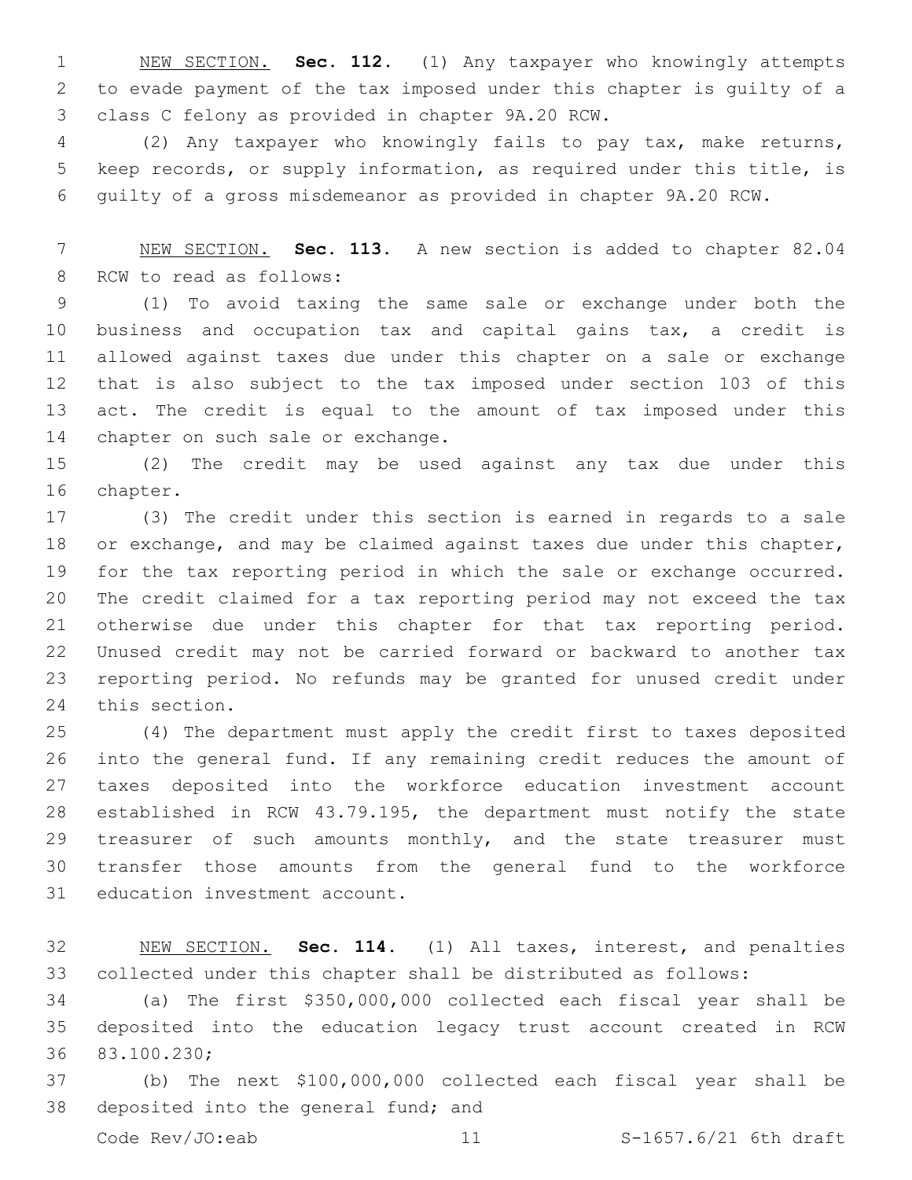NEW SECTION. **Sec. 112.** (1) Any taxpayer who knowingly attempts to evade payment of the tax imposed under this chapter is guilty of a class C felony as provided in chapter 9A.20 RCW.

(2) Any taxpayer who knowingly fails to pay tax, make returns, keep records, or supply information, as required under this title, is guilty of a gross misdemeanor as provided in chapter 9A.20 RCW.

NEW SECTION. **Sec. 113.** A new section is added to chapter 82.04 RCW to read as follows:

(1) To avoid taxing the same sale or exchange under both the business and occupation tax and capital gains tax, a credit is allowed against taxes due under this chapter on a sale or exchange that is also subject to the tax imposed under section 103 of this act. The credit is equal to the amount of tax imposed under this chapter on such sale or exchange.

(2) The credit may be used against any tax due under this chapter.

(3) The credit under this section is earned in regards to a sale or exchange, and may be claimed against taxes due under this chapter, for the tax reporting period in which the sale or exchange occurred. The credit claimed for a tax reporting period may not exceed the tax otherwise due under this chapter for that tax reporting period. Unused credit may not be carried forward or backward to another tax reporting period. No refunds may be granted for unused credit under this section.

(4) The department must apply the credit first to taxes deposited into the general fund. If any remaining credit reduces the amount of taxes deposited into the workforce education investment account established in RCW 43.79.195, the department must notify the state treasurer of such amounts monthly, and the state treasurer must transfer those amounts from the general fund to the workforce education investment account.

NEW SECTION. **Sec. 114.** (1) All taxes, interest, and penalties collected under this chapter shall be distributed as follows:

(a) The first $350,000,000 collected each fiscal year shall be deposited into the education legacy trust account created in RCW 83.100.230;

(b) The next $100,000,000 collected each fiscal year shall be deposited into the general fund; and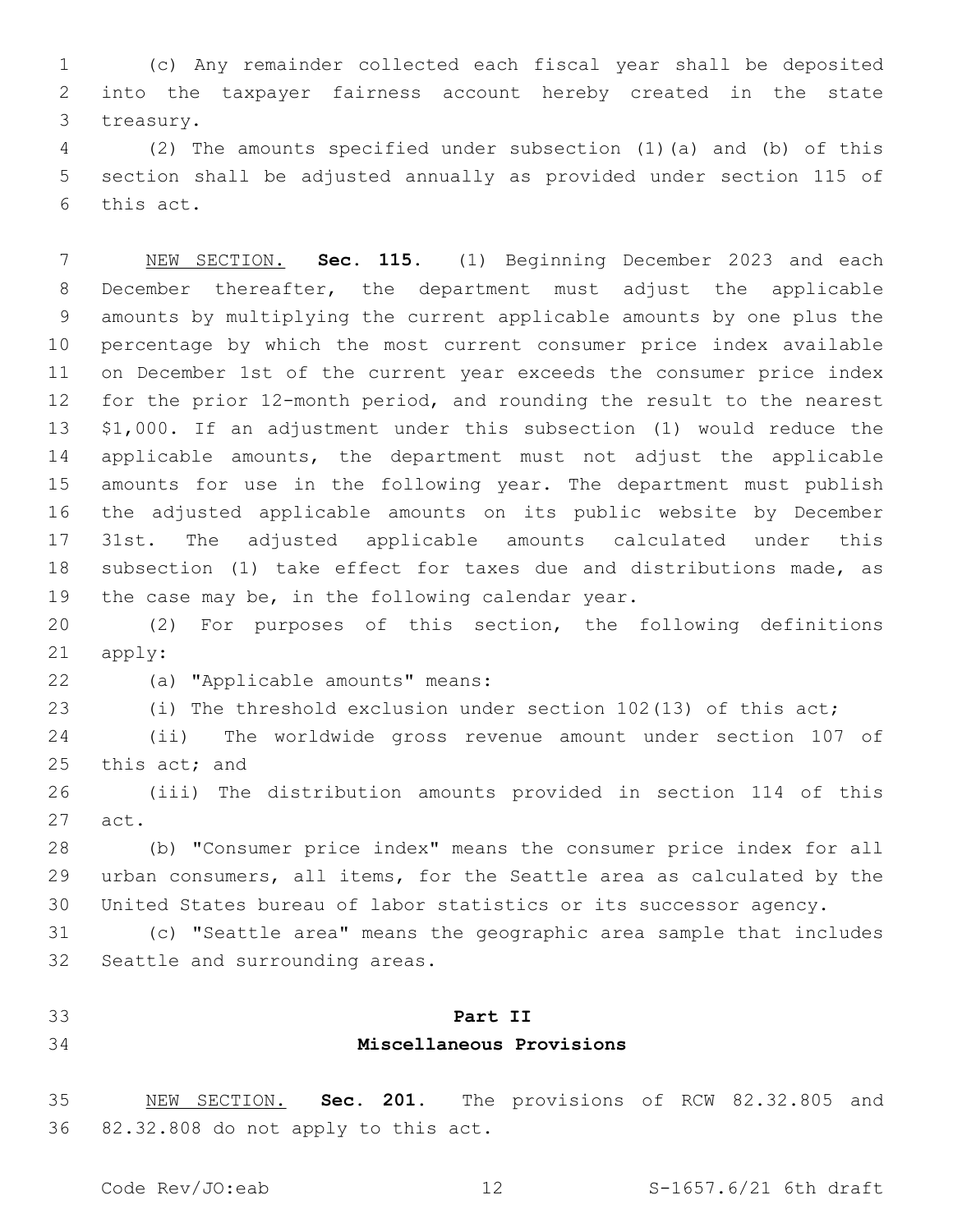(c) Any remainder collected each fiscal year shall be deposited into the taxpayer fairness account hereby created in the state treasury.

(2) The amounts specified under subsection (1)(a) and (b) of this section shall be adjusted annually as provided under section 115 of this act.

NEW SECTION. **Sec. 115.** (1) Beginning December 2023 and each December thereafter, the department must adjust the applicable amounts by multiplying the current applicable amounts by one plus the percentage by which the most current consumer price index available on December 1st of the current year exceeds the consumer price index for the prior 12-month period, and rounding the result to the nearest $1,000. If an adjustment under this subsection (1) would reduce the applicable amounts, the department must not adjust the applicable amounts for use in the following year. The department must publish the adjusted applicable amounts on its public website by December 31st. The adjusted applicable amounts calculated under this subsection (1) take effect for taxes due and distributions made, as the case may be, in the following calendar year.

(2) For purposes of this section, the following definitions apply:

(a) "Applicable amounts" means:

(i) The threshold exclusion under section 102(13) of this act;

(ii) The worldwide gross revenue amount under section 107 of this act; and

(iii) The distribution amounts provided in section 114 of this act.

(b) "Consumer price index" means the consumer price index for all urban consumers, all items, for the Seattle area as calculated by the United States bureau of labor statistics or its successor agency.

(c) "Seattle area" means the geographic area sample that includes Seattle and surrounding areas.

## Part II
## Miscellaneous Provisions

NEW SECTION. **Sec. 201.** The provisions of RCW 82.32.805 and 82.32.808 do not apply to this act.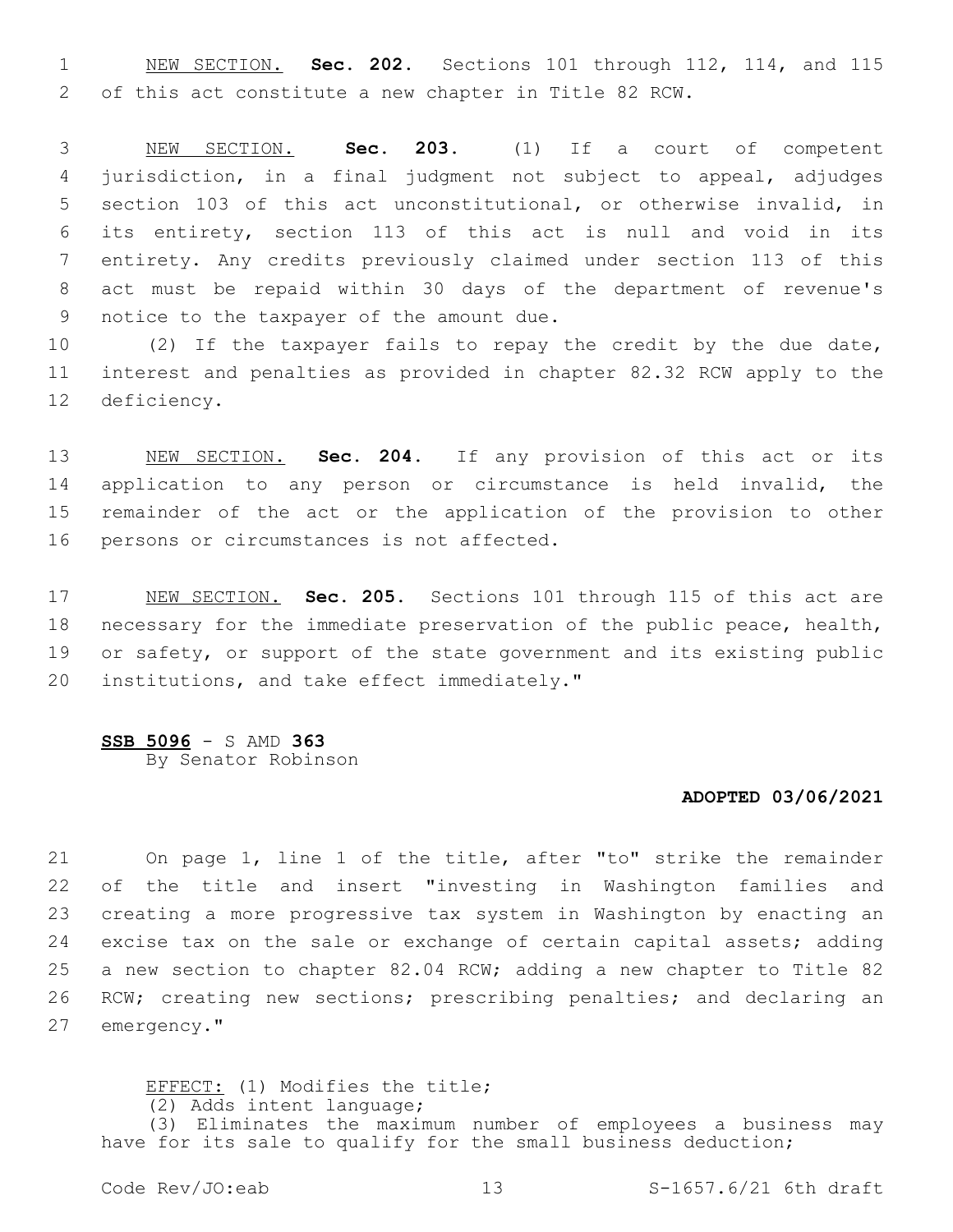NEW SECTION. **Sec. 202.** Sections 101 through 112, 114, and 115 of this act constitute a new chapter in Title 82 RCW.

NEW SECTION. **Sec. 203.** (1) If a court of competent jurisdiction, in a final judgment not subject to appeal, adjudges section 103 of this act unconstitutional, or otherwise invalid, in its entirety, section 113 of this act is null and void in its entirety. Any credits previously claimed under section 113 of this act must be repaid within 30 days of the department of revenue's notice to the taxpayer of the amount due.

(2) If the taxpayer fails to repay the credit by the due date, interest and penalties as provided in chapter 82.32 RCW apply to the deficiency.

NEW SECTION. **Sec. 204.** If any provision of this act or its application to any person or circumstance is held invalid, the remainder of the act or the application of the provision to other persons or circumstances is not affected.

NEW SECTION. **Sec. 205.** Sections 101 through 115 of this act are necessary for the immediate preservation of the public peace, health, or safety, or support of the state government and its existing public institutions, and take effect immediately."

**SSB 5096** - S AMD **363**
By Senator Robinson

**ADOPTED 03/06/2021**

On page 1, line 1 of the title, after "to" strike the remainder of the title and insert "investing in Washington families and creating a more progressive tax system in Washington by enacting an excise tax on the sale or exchange of certain capital assets; adding a new section to chapter 82.04 RCW; adding a new chapter to Title 82 RCW; creating new sections; prescribing penalties; and declaring an emergency."

EFFECT: (1) Modifies the title;
(2) Adds intent language;
(3) Eliminates the maximum number of employees a business may have for its sale to qualify for the small business deduction;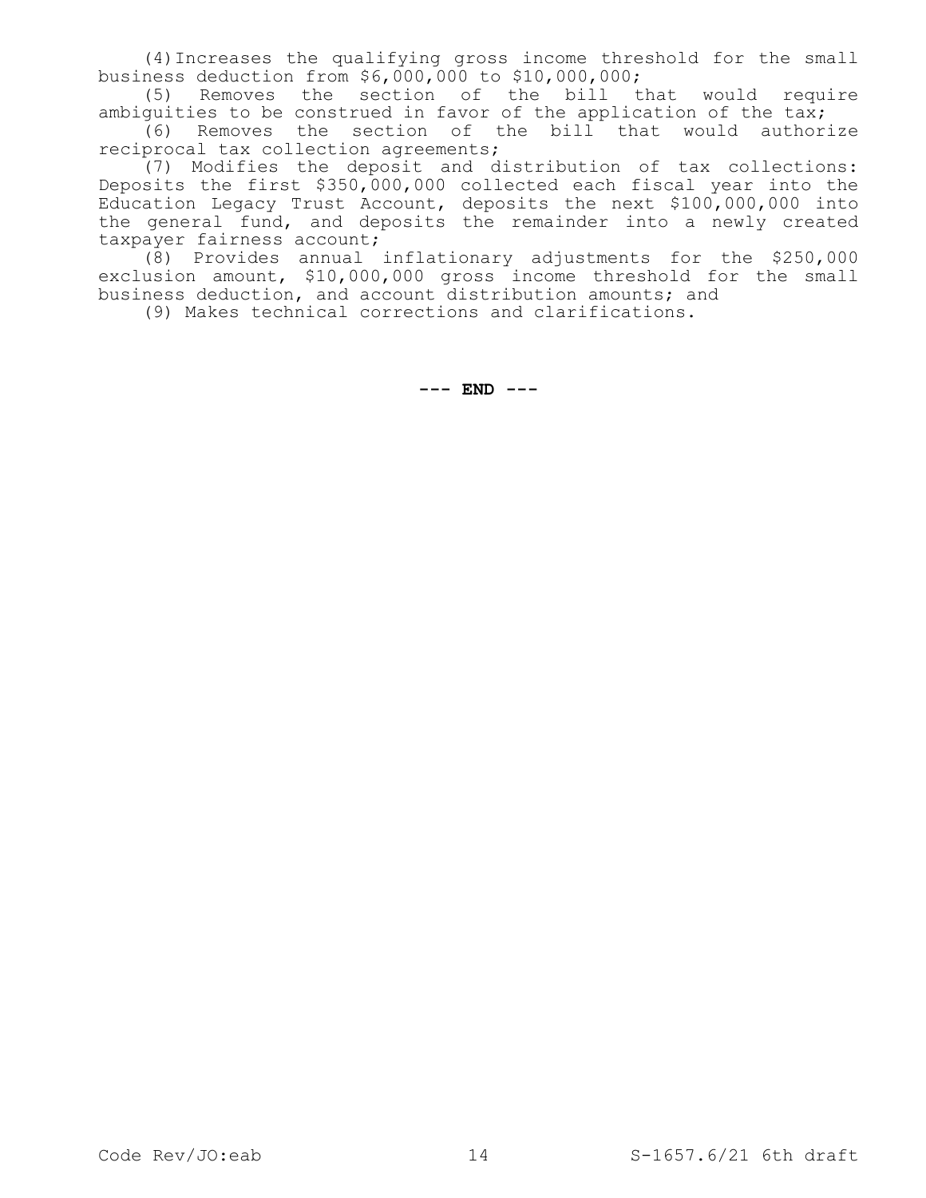(4) Increases the qualifying gross income threshold for the small business deduction from $6,000,000 to $10,000,000;

(5) Removes the section of the bill that would require ambiguities to be construed in favor of the application of the tax;

(6) Removes the section of the bill that would authorize reciprocal tax collection agreements;

(7) Modifies the deposit and distribution of tax collections: Deposits the first $350,000,000 collected each fiscal year into the Education Legacy Trust Account, deposits the next $100,000,000 into the general fund, and deposits the remainder into a newly created taxpayer fairness account;

(8) Provides annual inflationary adjustments for the $250,000 exclusion amount, $10,000,000 gross income threshold for the small business deduction, and account distribution amounts; and

(9) Makes technical corrections and clarifications.

**--- END ---**